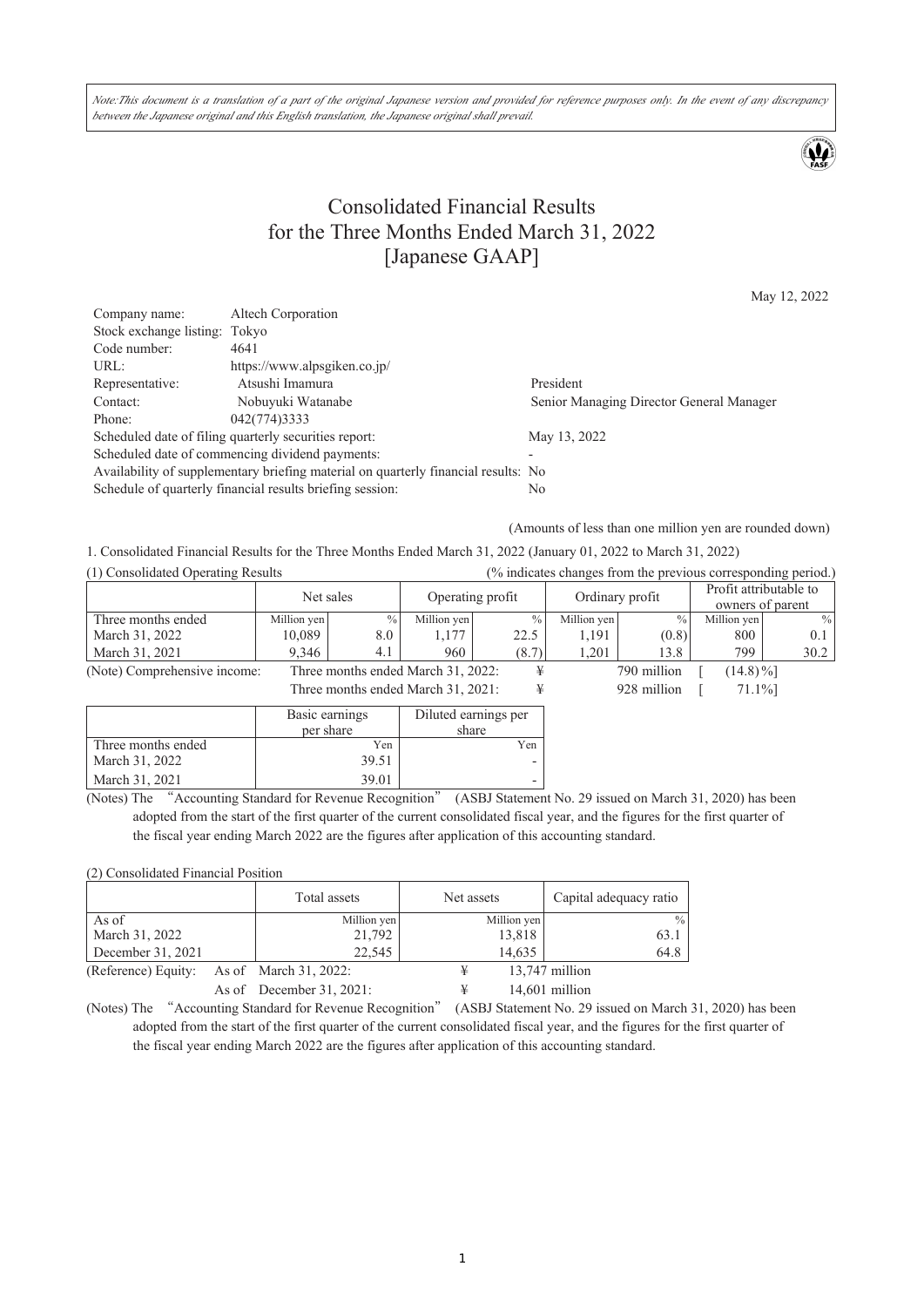*Note:This document is a translation of a part of the original Japanese version and provided for reference purposes only. In the event of any discrepancy between the Japanese original and this English translation, the Japanese original shall prevail.*

# Consolidated Financial Results for the Three Months Ended March 31, 2022 [Japanese GAAP]

May 12, 2022

| | | |
|---|---|---|
| Company name: | Altech Corporation | |
| Stock exchange listing: | Tokyo | |
| Code number: | 4641 | |
| URL: | https://www.alpsgiken.co.jp/ | |
| Representative: | Atsushi Imamura | President |
| Contact: | Nobuyuki Watanabe | Senior Managing Director General Manager |
| Phone: | 042(774)3333 | |
| Scheduled date of filing quarterly securities report: | | May 13, 2022 |
| Scheduled date of commencing dividend payments: | | - |
| Availability of supplementary briefing material on quarterly financial results: | | No |
| Schedule of quarterly financial results briefing session: | | No |

(Amounts of less than one million yen are rounded down)

1. Consolidated Financial Results for the Three Months Ended March 31, 2022 (January 01, 2022 to March 31, 2022)

(1) Consolidated Operating Results (% indicates changes from the previous corresponding period.)

| | Net sales | | Operating profit | | Ordinary profit | | Profit attributable to owners of parent | |
|---|---|---|---|---|---|---|---|---|
| Three months ended | Million yen | % | Million yen | % | Million yen | % | Million yen | % |
| March 31, 2022 | 10,089 | 8.0 | 1,177 | 22.5 | 1,191 | (0.8) | 800 | 0.1 |
| March 31, 2021 | 9,346 | 4.1 | 960 | (8.7) | 1,201 | 13.8 | 799 | 30.2 |

(Note) Comprehensive income: Three months ended March 31, 2022: ¥ 790 million [ (14.8)%]
Three months ended March 31, 2021: ¥ 928 million [ 71.1%]

| | Basic earnings per share | Diluted earnings per share |
|---|---|---|
| Three months ended | Yen | Yen |
| March 31, 2022 | 39.51 | - |
| March 31, 2021 | 39.01 | - |

(Notes) The "Accounting Standard for Revenue Recognition" (ASBJ Statement No. 29 issued on March 31, 2020) has been adopted from the start of the first quarter of the current consolidated fiscal year, and the figures for the first quarter of the fiscal year ending March 2022 are the figures after application of this accounting standard.

(2) Consolidated Financial Position

| | Total assets | Net assets | Capital adequacy ratio |
|---|---|---|---|
| As of | Million yen | Million yen | % |
| March 31, 2022 | 21,792 | 13,818 | 63.1 |
| December 31, 2021 | 22,545 | 14,635 | 64.8 |

(Reference) Equity: As of March 31, 2022: ¥ 13,747 million
As of December 31, 2021: ¥ 14,601 million

(Notes) The "Accounting Standard for Revenue Recognition" (ASBJ Statement No. 29 issued on March 31, 2020) has been adopted from the start of the first quarter of the current consolidated fiscal year, and the figures for the first quarter of the fiscal year ending March 2022 are the figures after application of this accounting standard.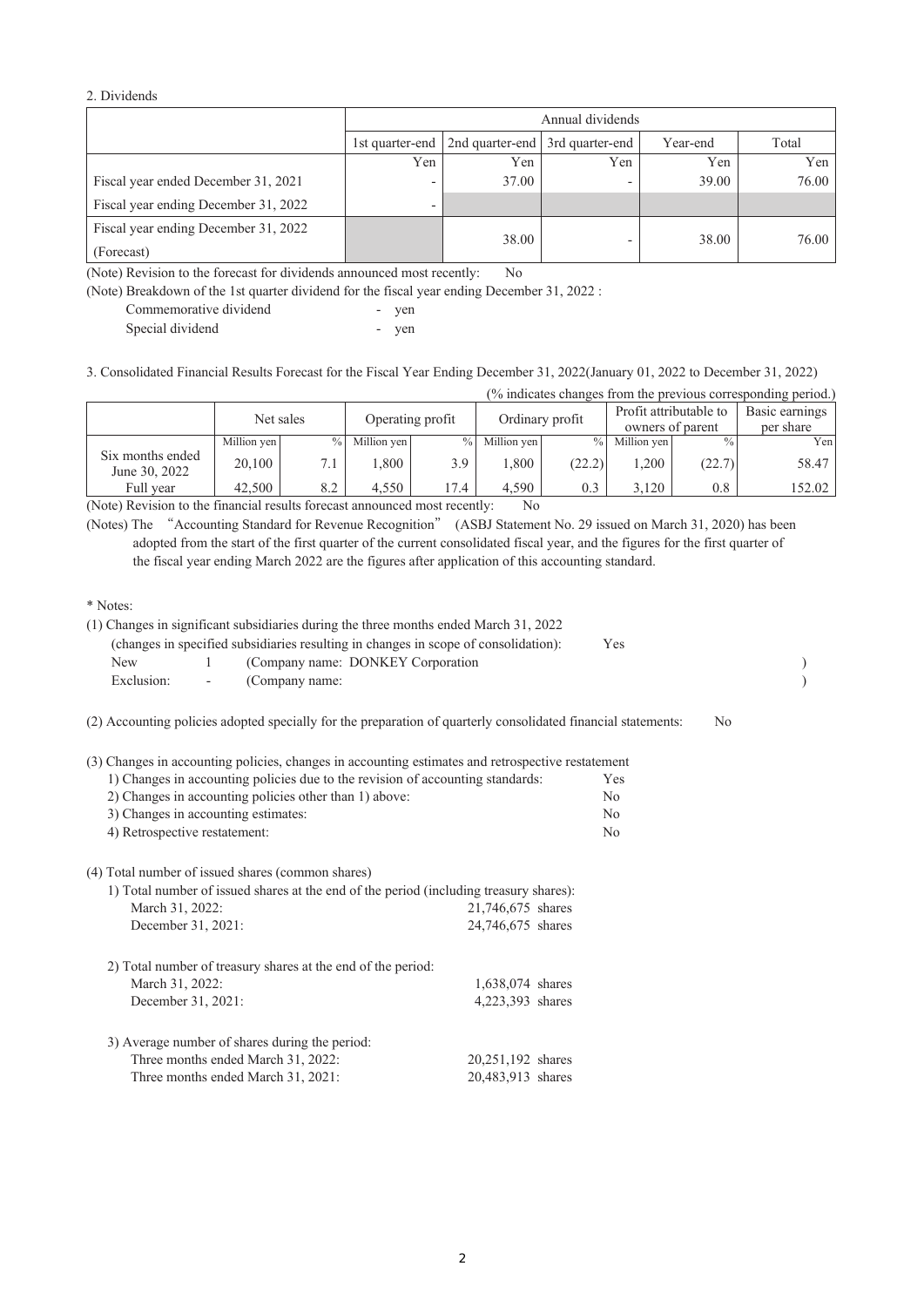2. Dividends

| | Annual dividends | | | | |
|---|---|---|---|---|---|
| | 1st quarter-end | 2nd quarter-end | 3rd quarter-end | Year-end | Total |
| | Yen | Yen | Yen | Yen | Yen |
| Fiscal year ended December 31, 2021 | - | 37.00 | - | 39.00 | 76.00 |
| Fiscal year ending December 31, 2022 | - | | | | |
| Fiscal year ending December 31, 2022 (Forecast) | | 38.00 | - | 38.00 | 76.00 |

(Note) Revision to the forecast for dividends announced most recently: No

(Note) Breakdown of the 1st quarter dividend for the fiscal year ending December 31, 2022 :

Commemorative dividend - yen

Special dividend - yen

3. Consolidated Financial Results Forecast for the Fiscal Year Ending December 31, 2022(January 01, 2022 to December 31, 2022)

(% indicates changes from the previous corresponding period.)

| | Net sales | | Operating profit | | Ordinary profit | | Profit attributable to owners of parent | | Basic earnings per share |
|---|---|---|---|---|---|---|---|---|---|
| | Million yen | % | Million yen | % | Million yen | % | Million yen | % | Yen |
| Six months ended June 30, 2022 | 20,100 | 7.1 | 1,800 | 3.9 | 1,800 | (22.2) | 1,200 | (22.7) | 58.47 |
| Full year | 42,500 | 8.2 | 4,550 | 17.4 | 4,590 | 0.3 | 3,120 | 0.8 | 152.02 |

(Note) Revision to the financial results forecast announced most recently: No

(Notes) The “Accounting Standard for Revenue Recognition” (ASBJ Statement No. 29 issued on March 31, 2020) has been adopted from the start of the first quarter of the current consolidated fiscal year, and the figures for the first quarter of the fiscal year ending March 2022 are the figures after application of this accounting standard.

\* Notes:

(1) Changes in significant subsidiaries during the three months ended March 31, 2022
(changes in specified subsidiaries resulting in changes in scope of consolidation): Yes

New 1 (Company name: DONKEY Corporation )

Exclusion: - (Company name: )

(2) Accounting policies adopted specially for the preparation of quarterly consolidated financial statements: No

(3) Changes in accounting policies, changes in accounting estimates and retrospective restatement

1) Changes in accounting policies due to the revision of accounting standards: Yes

2) Changes in accounting policies other than 1) above: No

3) Changes in accounting estimates: No

4) Retrospective restatement: No

(4) Total number of issued shares (common shares)

1) Total number of issued shares at the end of the period (including treasury shares):

March 31, 2022: 21,746,675 shares

December 31, 2021: 24,746,675 shares

2) Total number of treasury shares at the end of the period:

March 31, 2022: 1,638,074 shares

December 31, 2021: 4,223,393 shares

3) Average number of shares during the period:

Three months ended March 31, 2022: 20,251,192 shares

Three months ended March 31, 2021: 20,483,913 shares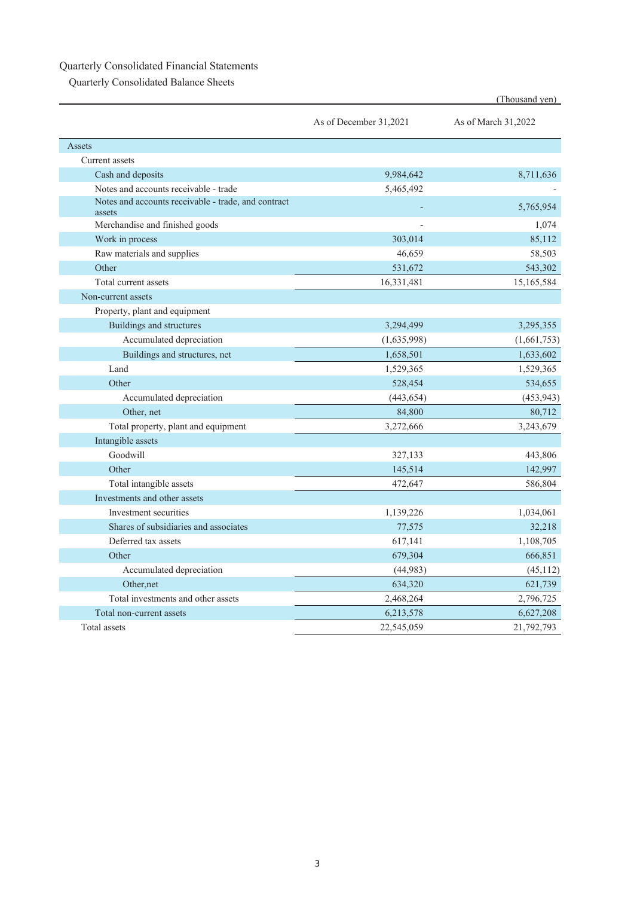# Quarterly Consolidated Financial Statements

## Quarterly Consolidated Balance Sheets

(Thousand yen)

| | As of December 31,2021 | As of March 31,2022 |
|---|---|---|
| Assets | | |
| Current assets | | |
| Cash and deposits | 9,984,642 | 8,711,636 |
| Notes and accounts receivable - trade | 5,465,492 | - |
| Notes and accounts receivable - trade, and contract assets | - | 5,765,954 |
| Merchandise and finished goods | - | 1,074 |
| Work in process | 303,014 | 85,112 |
| Raw materials and supplies | 46,659 | 58,503 |
| Other | 531,672 | 543,302 |
| Total current assets | 16,331,481 | 15,165,584 |
| Non-current assets | | |
| Property, plant and equipment | | |
| Buildings and structures | 3,294,499 | 3,295,355 |
| Accumulated depreciation | (1,635,998) | (1,661,753) |
| Buildings and structures, net | 1,658,501 | 1,633,602 |
| Land | 1,529,365 | 1,529,365 |
| Other | 528,454 | 534,655 |
| Accumulated depreciation | (443,654) | (453,943) |
| Other, net | 84,800 | 80,712 |
| Total property, plant and equipment | 3,272,666 | 3,243,679 |
| Intangible assets | | |
| Goodwill | 327,133 | 443,806 |
| Other | 145,514 | 142,997 |
| Total intangible assets | 472,647 | 586,804 |
| Investments and other assets | | |
| Investment securities | 1,139,226 | 1,034,061 |
| Shares of subsidiaries and associates | 77,575 | 32,218 |
| Deferred tax assets | 617,141 | 1,108,705 |
| Other | 679,304 | 666,851 |
| Accumulated depreciation | (44,983) | (45,112) |
| Other,net | 634,320 | 621,739 |
| Total investments and other assets | 2,468,264 | 2,796,725 |
| Total non-current assets | 6,213,578 | 6,627,208 |
| Total assets | 22,545,059 | 21,792,793 |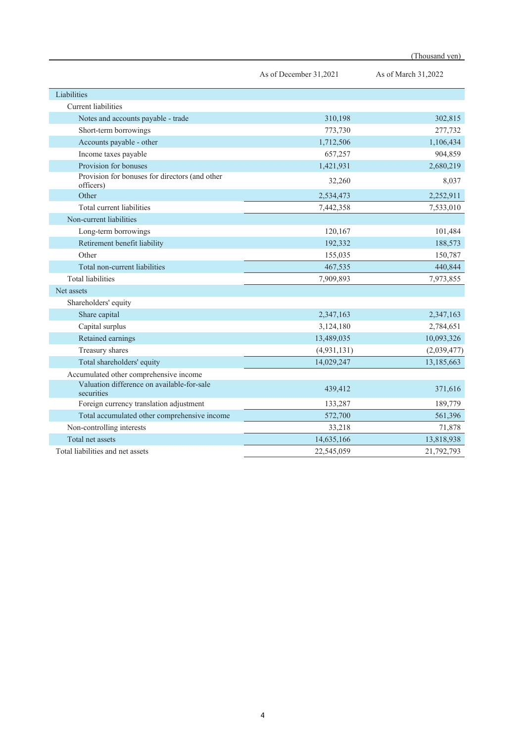(Thousand yen)

| | As of December 31,2021 | As of March 31,2022 |
|---|---|---|
| Liabilities | | |
| Current liabilities | | |
| Notes and accounts payable - trade | 310,198 | 302,815 |
| Short-term borrowings | 773,730 | 277,732 |
| Accounts payable - other | 1,712,506 | 1,106,434 |
| Income taxes payable | 657,257 | 904,859 |
| Provision for bonuses | 1,421,931 | 2,680,219 |
| Provision for bonuses for directors (and other officers) | 32,260 | 8,037 |
| Other | 2,534,473 | 2,252,911 |
| Total current liabilities | 7,442,358 | 7,533,010 |
| Non-current liabilities | | |
| Long-term borrowings | 120,167 | 101,484 |
| Retirement benefit liability | 192,332 | 188,573 |
| Other | 155,035 | 150,787 |
| Total non-current liabilities | 467,535 | 440,844 |
| Total liabilities | 7,909,893 | 7,973,855 |
| Net assets | | |
| Shareholders' equity | | |
| Share capital | 2,347,163 | 2,347,163 |
| Capital surplus | 3,124,180 | 2,784,651 |
| Retained earnings | 13,489,035 | 10,093,326 |
| Treasury shares | (4,931,131) | (2,039,477) |
| Total shareholders' equity | 14,029,247 | 13,185,663 |
| Accumulated other comprehensive income | | |
| Valuation difference on available-for-sale securities | 439,412 | 371,616 |
| Foreign currency translation adjustment | 133,287 | 189,779 |
| Total accumulated other comprehensive income | 572,700 | 561,396 |
| Non-controlling interests | 33,218 | 71,878 |
| Total net assets | 14,635,166 | 13,818,938 |
| Total liabilities and net assets | 22,545,059 | 21,792,793 |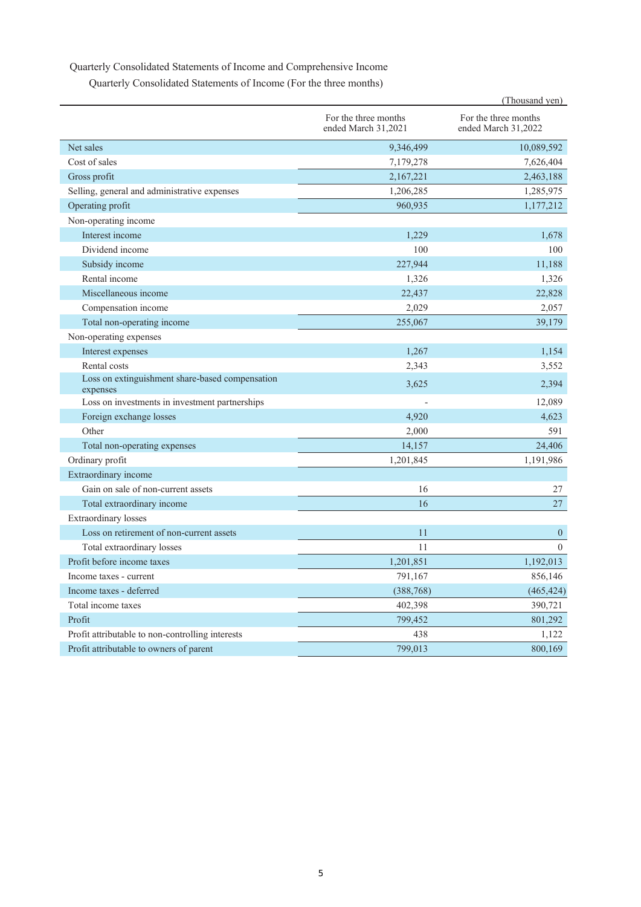Quarterly Consolidated Statements of Income and Comprehensive Income

Quarterly Consolidated Statements of Income (For the three months)

(Thousand yen)

| | For the three months ended March 31,2021 | For the three months ended March 31,2022 |
|---|---|---|
| Net sales | 9,346,499 | 10,089,592 |
| Cost of sales | 7,179,278 | 7,626,404 |
| Gross profit | 2,167,221 | 2,463,188 |
| Selling, general and administrative expenses | 1,206,285 | 1,285,975 |
| Operating profit | 960,935 | 1,177,212 |
| Non-operating income | | |
| Interest income | 1,229 | 1,678 |
| Dividend income | 100 | 100 |
| Subsidy income | 227,944 | 11,188 |
| Rental income | 1,326 | 1,326 |
| Miscellaneous income | 22,437 | 22,828 |
| Compensation income | 2,029 | 2,057 |
| Total non-operating income | 255,067 | 39,179 |
| Non-operating expenses | | |
| Interest expenses | 1,267 | 1,154 |
| Rental costs | 2,343 | 3,552 |
| Loss on extinguishment share-based compensation expenses | 3,625 | 2,394 |
| Loss on investments in investment partnerships | - | 12,089 |
| Foreign exchange losses | 4,920 | 4,623 |
| Other | 2,000 | 591 |
| Total non-operating expenses | 14,157 | 24,406 |
| Ordinary profit | 1,201,845 | 1,191,986 |
| Extraordinary income | | |
| Gain on sale of non-current assets | 16 | 27 |
| Total extraordinary income | 16 | 27 |
| Extraordinary losses | | |
| Loss on retirement of non-current assets | 11 | 0 |
| Total extraordinary losses | 11 | 0 |
| Profit before income taxes | 1,201,851 | 1,192,013 |
| Income taxes - current | 791,167 | 856,146 |
| Income taxes - deferred | (388,768) | (465,424) |
| Total income taxes | 402,398 | 390,721 |
| Profit | 799,452 | 801,292 |
| Profit attributable to non-controlling interests | 438 | 1,122 |
| Profit attributable to owners of parent | 799,013 | 800,169 |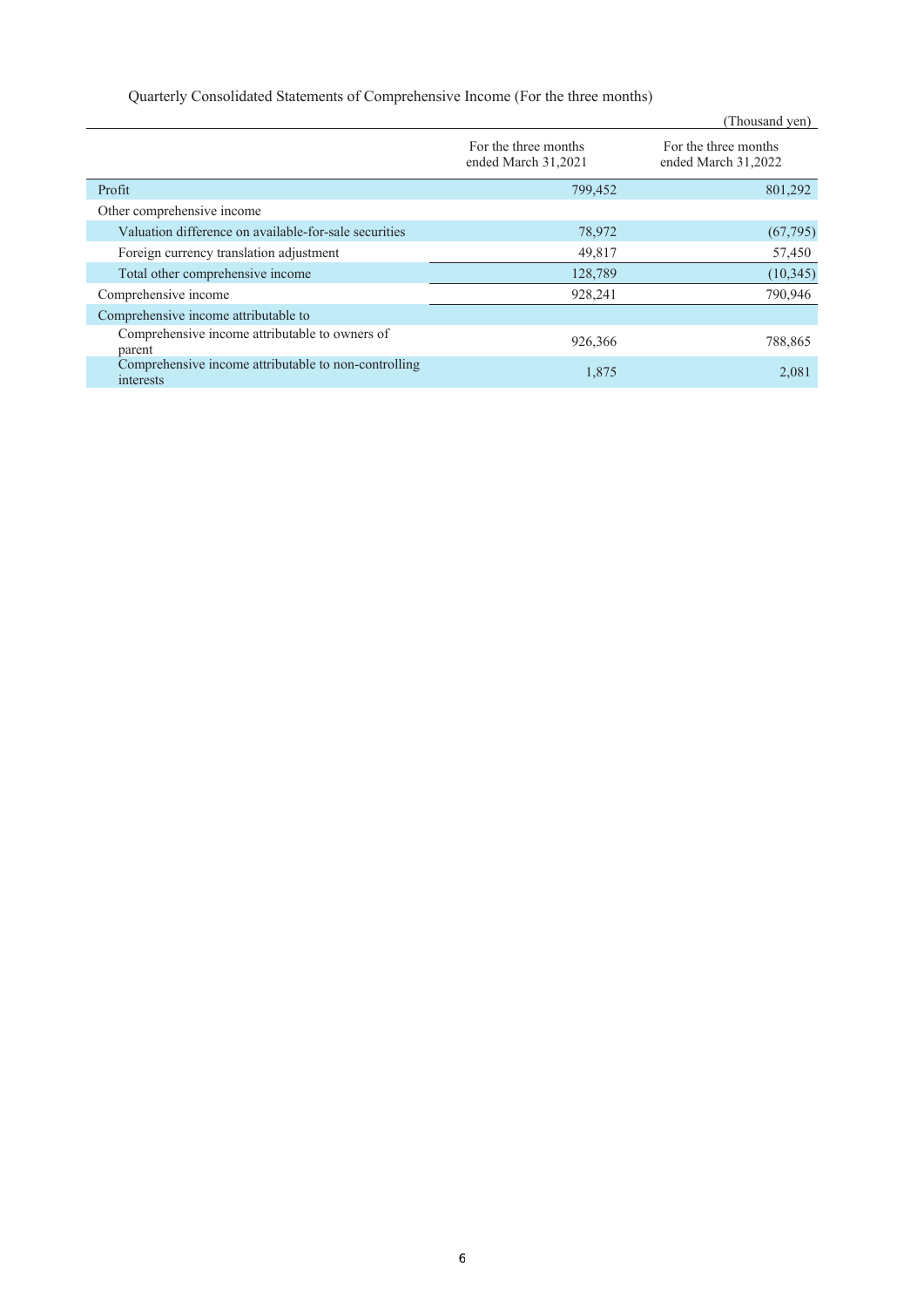Quarterly Consolidated Statements of Comprehensive Income (For the three months)

(Thousand yen)

| | For the three months ended March 31,2021 | For the three months ended March 31,2022 |
|---|---|---|
| Profit | 799,452 | 801,292 |
| Other comprehensive income | | |
| Valuation difference on available-for-sale securities | 78,972 | (67,795) |
| Foreign currency translation adjustment | 49,817 | 57,450 |
| Total other comprehensive income | 128,789 | (10,345) |
| Comprehensive income | 928,241 | 790,946 |
| Comprehensive income attributable to | | |
| Comprehensive income attributable to owners of parent | 926,366 | 788,865 |
| Comprehensive income attributable to non-controlling interests | 1,875 | 2,081 |